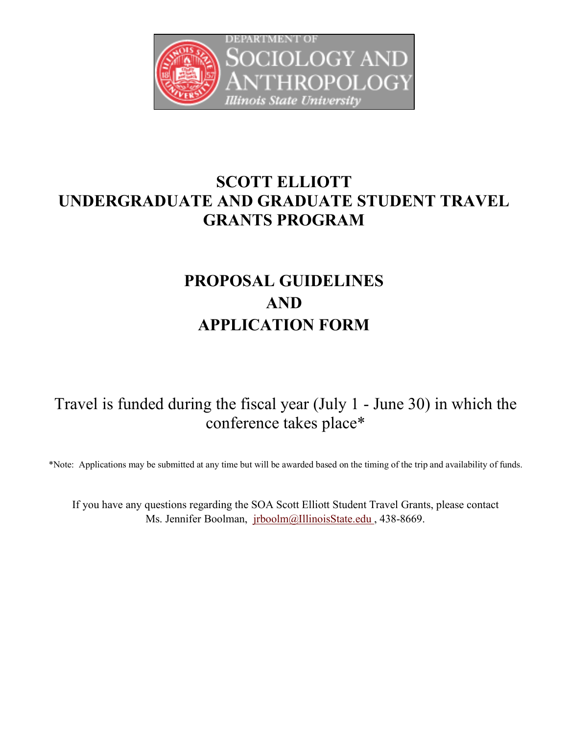DEPARTMENT OF SOCIOLOGY AND ANTHROPOLOGY
Illinois State University

# SCOTT ELLIOTT UNDERGRADUATE AND GRADUATE STUDENT TRAVEL GRANTS PROGRAM

## PROPOSAL GUIDELINES AND APPLICATION FORM

Travel is funded during the fiscal year (July 1 - June 30) in which the conference takes place*

*Note: Applications may be submitted at any time but will be awarded based on the timing of the trip and availability of funds.

If you have any questions regarding the SOA Scott Elliott Student Travel Grants, please contact Ms. Jennifer Boolman, jrboolm@IllinoisState.edu , 438-8669.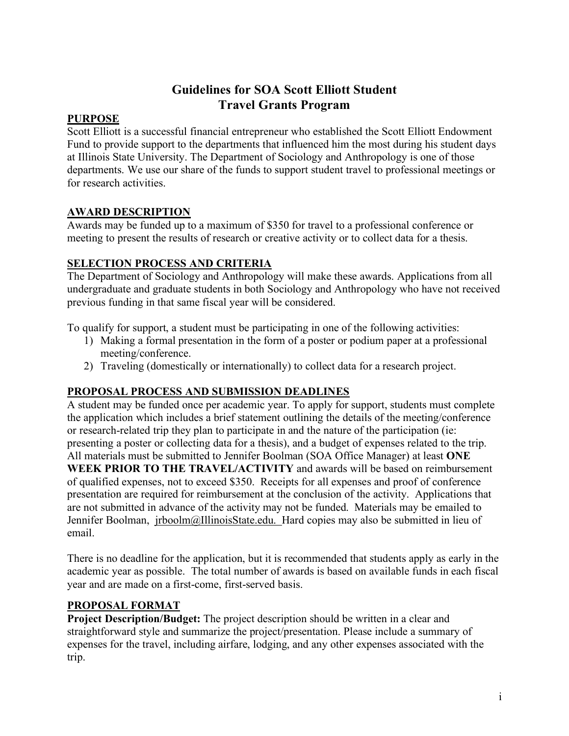# Guidelines for SOA Scott Elliott Student Travel Grants Program

## PURPOSE

Scott Elliott is a successful financial entrepreneur who established the Scott Elliott Endowment Fund to provide support to the departments that influenced him the most during his student days at Illinois State University. The Department of Sociology and Anthropology is one of those departments. We use our share of the funds to support student travel to professional meetings or for research activities.

## AWARD DESCRIPTION

Awards may be funded up to a maximum of $350 for travel to a professional conference or meeting to present the results of research or creative activity or to collect data for a thesis.

## SELECTION PROCESS AND CRITERIA

The Department of Sociology and Anthropology will make these awards. Applications from all undergraduate and graduate students in both Sociology and Anthropology who have not received previous funding in that same fiscal year will be considered.

To qualify for support, a student must be participating in one of the following activities:

1) Making a formal presentation in the form of a poster or podium paper at a professional meeting/conference.
2) Traveling (domestically or internationally) to collect data for a research project.

## PROPOSAL PROCESS AND SUBMISSION DEADLINES

A student may be funded once per academic year. To apply for support, students must complete the application which includes a brief statement outlining the details of the meeting/conference or research-related trip they plan to participate in and the nature of the participation (ie: presenting a poster or collecting data for a thesis), and a budget of expenses related to the trip. All materials must be submitted to Jennifer Boolman (SOA Office Manager) at least **ONE WEEK PRIOR TO THE TRAVEL/ACTIVITY** and awards will be based on reimbursement of qualified expenses, not to exceed $350. Receipts for all expenses and proof of conference presentation are required for reimbursement at the conclusion of the activity. Applications that are not submitted in advance of the activity may not be funded. Materials may be emailed to Jennifer Boolman, jrboolm@IllinoisState.edu. Hard copies may also be submitted in lieu of email.

There is no deadline for the application, but it is recommended that students apply as early in the academic year as possible. The total number of awards is based on available funds in each fiscal year and are made on a first-come, first-served basis.

## PROPOSAL FORMAT

**Project Description/Budget:** The project description should be written in a clear and straightforward style and summarize the project/presentation. Please include a summary of expenses for the travel, including airfare, lodging, and any other expenses associated with the trip.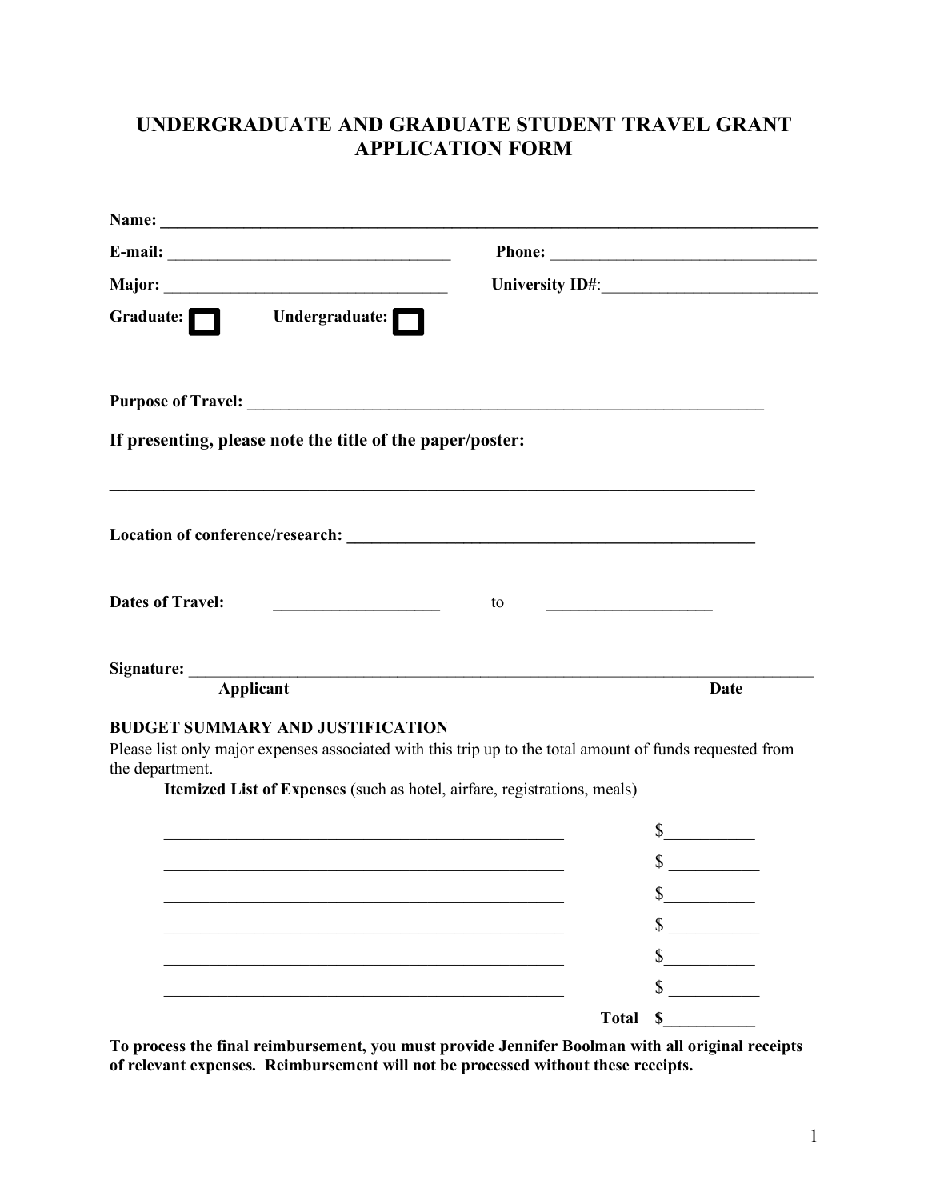# UNDERGRADUATE AND GRADUATE STUDENT TRAVEL GRANT APPLICATION FORM

**Name:** ______________________________________________________________________________

**E-mail:** ___________________________________ **Phone:** _________________________________

**Major:** ___________________________________ **University ID#**:___________________________

**Graduate:** ☐ **Undergraduate:** ☐

**Purpose of Travel:** __________________________________________________________________

**If presenting, please note the title of the paper/poster:**

_____________________________________________________________________________

**Location of conference/research:** ____________________________________________________

**Dates of Travel:** ____________________ to ____________________

**Signature:** _________________________________________________________________________

**Applicant** **Date**

**BUDGET SUMMARY AND JUSTIFICATION**

Please list only major expenses associated with this trip up to the total amount of funds requested from the department.

**Itemized List of Expenses** (such as hotel, airfare, registrations, meals)

_______________________________________________ $__________

_______________________________________________ $__________

_______________________________________________ $__________

_______________________________________________ $__________

_______________________________________________ $__________

_______________________________________________ $__________

**Total $__________**

**To process the final reimbursement, you must provide Jennifer Boolman with all original receipts of relevant expenses. Reimbursement will not be processed without these receipts.**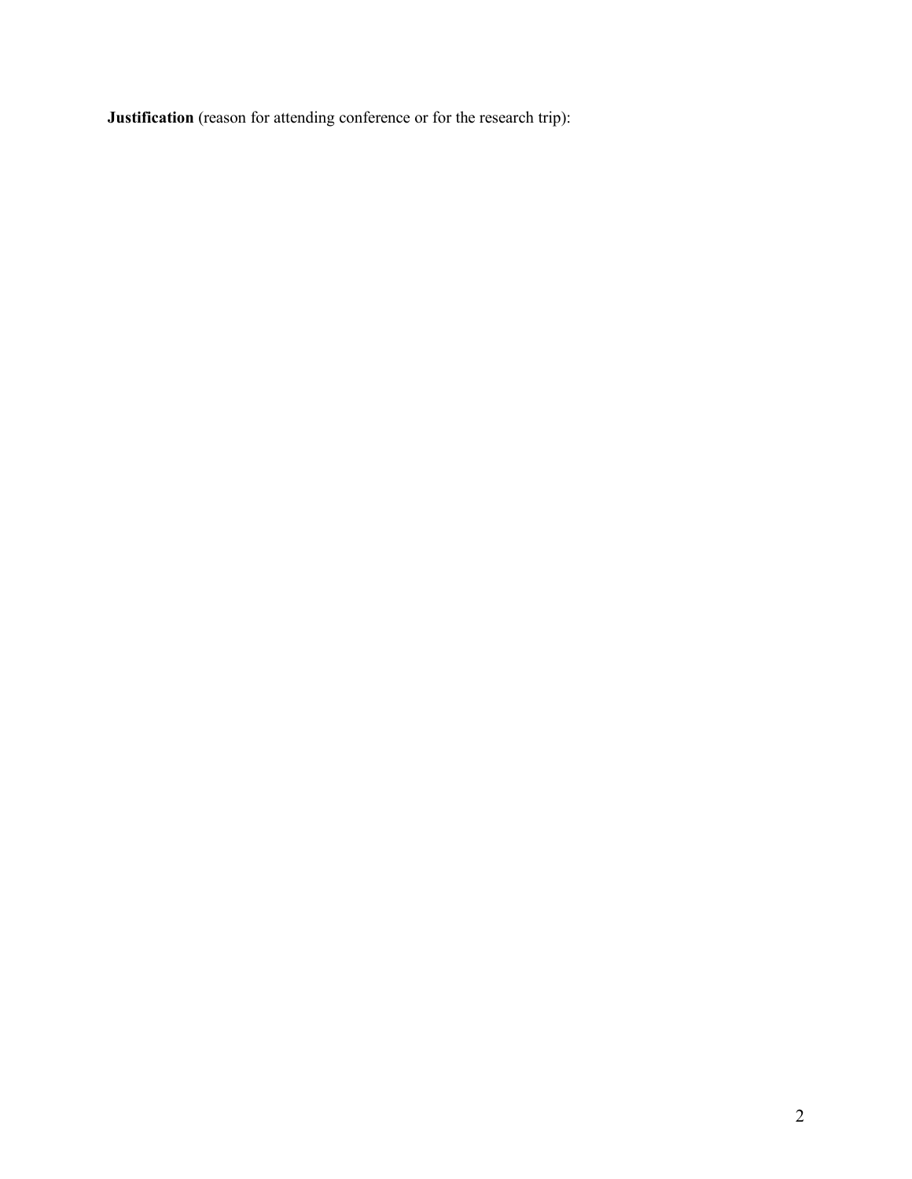**Justification** (reason for attending conference or for the research trip):